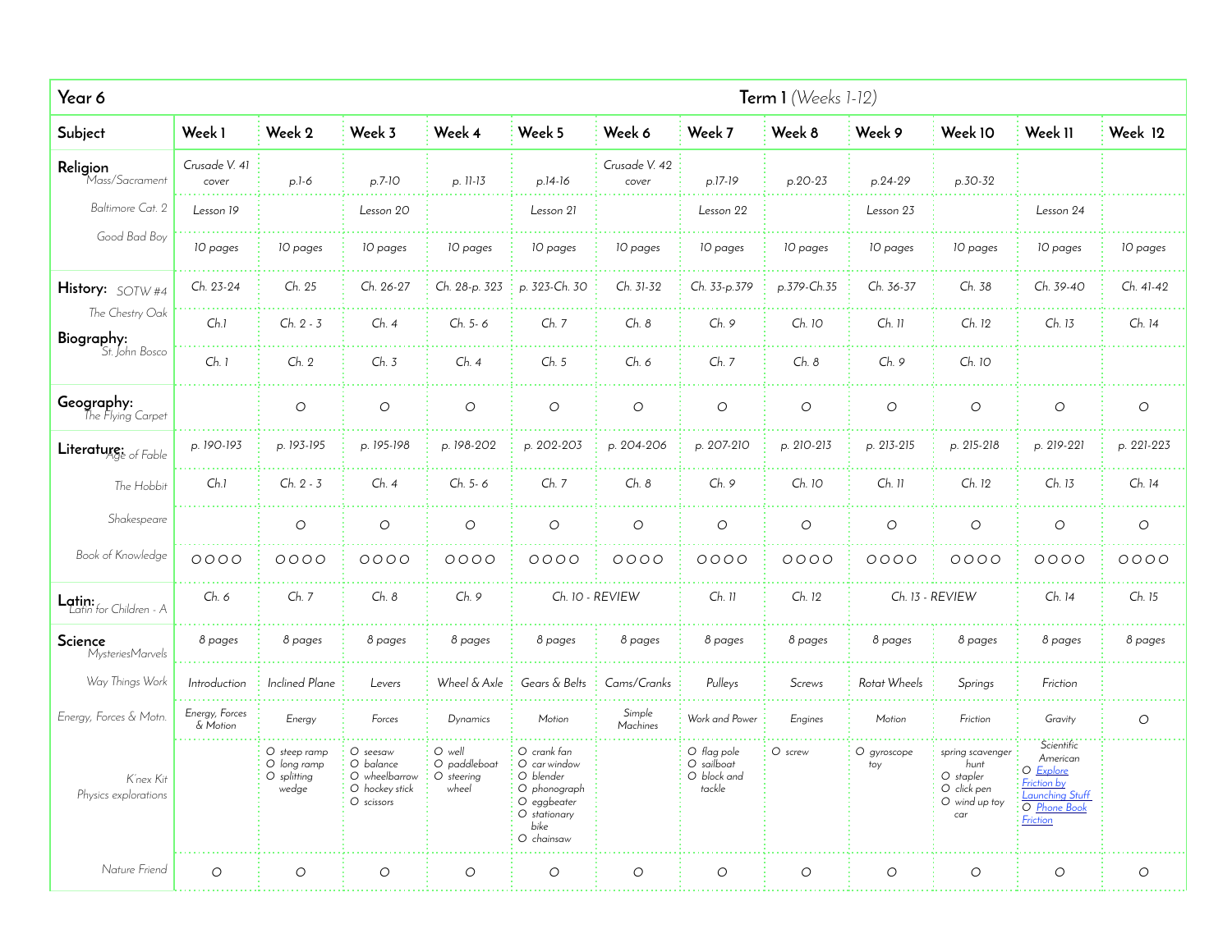| Year 6 | Term 1 *(Weeks 1-12)* | | | | | | | | | | | |
|---|---|---|---|---|---|---|---|---|---|---|---|---|
| **Subject** | **Week 1** | **Week 2** | **Week 3** | **Week 4** | **Week 5** | **Week 6** | **Week 7** | **Week 8** | **Week 9** | **Week 10** | **Week 11** | **Week 12** |
| **Religion** *Mass/Sacrament* | *Crusade V. 41 cover* | *p.1-6* | *p.7-10* | *p. 11-13* | *p.14-16* | *Crusade V. 42 cover* | *p.17-19* | *p.20-23* | *p.24-29* | *p.30-32* | | |
| *Baltimore Cat. 2* | *Lesson 19* | | *Lesson 20* | | *Lesson 21* | | *Lesson 22* | | *Lesson 23* | | *Lesson 24* | |
| *Good Bad Boy* | *10 pages* | *10 pages* | *10 pages* | *10 pages* | *10 pages* | *10 pages* | *10 pages* | *10 pages* | *10 pages* | *10 pages* | *10 pages* | *10 pages* |
| **History:** *SOTW #4* | *Ch. 23-24* | *Ch. 25* | *Ch. 26-27* | *Ch. 28-p. 323* | *p. 323-Ch. 30* | *Ch. 31-32* | *Ch. 33-p.379* | *p.379-Ch.35* | *Ch. 36-37* | *Ch. 38* | *Ch. 39-40* | *Ch. 41-42* |
| *The Chestry Oak* | *Ch.1* | *Ch. 2 - 3* | *Ch. 4* | *Ch. 5- 6* | *Ch. 7* | *Ch. 8* | *Ch. 9* | *Ch. 10* | *Ch. 11* | *Ch. 12* | *Ch. 13* | *Ch. 14* |
| **Biography:** *St. John Bosco* | *Ch. 1* | *Ch. 2* | *Ch. 3* | *Ch. 4* | *Ch. 5* | *Ch. 6* | *Ch. 7* | *Ch. 8* | *Ch. 9* | *Ch. 10* | | |
| **Geography:** *The Flying Carpet* | | ○ | ○ | ○ | ○ | ○ | ○ | ○ | ○ | ○ | ○ | ○ |
| **Literature:** *Age of Fable* | *p. 190-193* | *p. 193-195* | *p. 195-198* | *p. 198-202* | *p. 202-203* | *p. 204-206* | *p. 207-210* | *p. 210-213* | *p. 213-215* | *p. 215-218* | *p. 219-221* | *p. 221-223* |
| *The Hobbit* | *Ch.1* | *Ch. 2 - 3* | *Ch. 4* | *Ch. 5- 6* | *Ch. 7* | *Ch. 8* | *Ch. 9* | *Ch. 10* | *Ch. 11* | *Ch. 12* | *Ch. 13* | *Ch. 14* |
| *Shakespeare* | | ○ | ○ | ○ | ○ | ○ | ○ | ○ | ○ | ○ | ○ | ○ |
| *Book of Knowledge* | ○○○○ | ○○○○ | ○○○○ | ○○○○ | ○○○○ | ○○○○ | ○○○○ | ○○○○ | ○○○○ | ○○○○ | ○○○○ | ○○○○ |
| **Latin:** *Latin for Children - A* | *Ch. 6* | *Ch. 7* | *Ch. 8* | *Ch. 9* | *Ch. 10 - REVIEW* | | *Ch. 11* | *Ch. 12* | *Ch. 13 - REVIEW* | | *Ch. 14* | *Ch. 15* |
| **Science** *MysteriesMarvels* | *8 pages* | *8 pages* | *8 pages* | *8 pages* | *8 pages* | *8 pages* | *8 pages* | *8 pages* | *8 pages* | *8 pages* | *8 pages* | *8 pages* |
| *Way Things Work* | *Introduction* | *Inclined Plane* | *Levers* | *Wheel & Axle* | *Gears & Belts* | *Cams/Cranks* | *Pulleys* | *Screws* | *Rotat Wheels* | *Springs* | *Friction* | |
| *Energy, Forces & Motn.* | *Energy, Forces & Motion* | *Energy* | *Forces* | *Dynamics* | *Motion* | *Simple Machines* | *Work and Power* | *Engines* | *Motion* | *Friction* | *Gravity* | ○ |
| *K'nex Kit Physics explorations* | | ○ *steep ramp* ○ *long ramp* ○ *splitting wedge* | ○ *seesaw* ○ *balance* ○ *wheelbarrow* ○ *hockey stick* ○ *scissors* | ○ *well* ○ *paddleboat* ○ *steering wheel* | ○ *crank fan* ○ *car window* ○ *blender* ○ *phonograph* ○ *eggbeater* ○ *stationary bike* ○ *chainsaw* | | ○ *flag pole* ○ *sailboat* ○ *block and tackle* | ○ *screw* | ○ *gyroscope toy* | *spring scavenger hunt* ○ *stapler* ○ *click pen* ○ *wind up toy car* | *Scientific American* ○ *Explore Friction by Launching Stuff* ○ *Phone Book Friction* | |
| *Nature Friend* | ○ | ○ | ○ | ○ | ○ | ○ | ○ | ○ | ○ | ○ | ○ | ○ |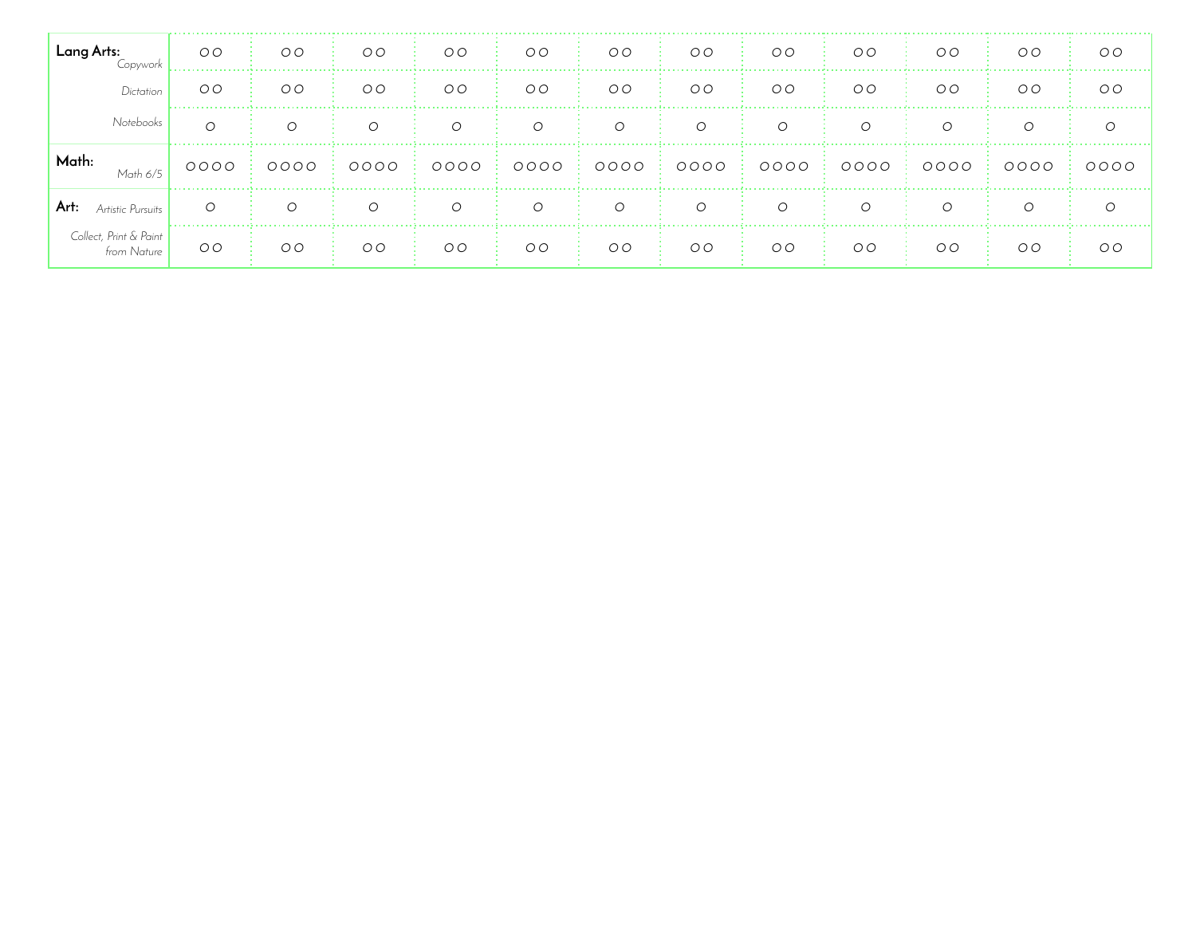| | | | | | | | | | | | | |
|---|---|---|---|---|---|---|---|---|---|---|---|---|
| **Lang Arts:** *Copywork* | ○○ | ○○ | ○○ | ○○ | ○○ | ○○ | ○○ | ○○ | ○○ | ○○ | ○○ | ○○ |
| *Dictation* | ○○ | ○○ | ○○ | ○○ | ○○ | ○○ | ○○ | ○○ | ○○ | ○○ | ○○ | ○○ |
| *Notebooks* | ○ | ○ | ○ | ○ | ○ | ○ | ○ | ○ | ○ | ○ | ○ | ○ |
| **Math:** *Math 6/5* | ○○○○ | ○○○○ | ○○○○ | ○○○○ | ○○○○ | ○○○○ | ○○○○ | ○○○○ | ○○○○ | ○○○○ | ○○○○ | ○○○○ |
| **Art:** *Artistic Pursuits* | ○ | ○ | ○ | ○ | ○ | ○ | ○ | ○ | ○ | ○ | ○ | ○ |
| *Collect, Print & Paint from Nature* | ○○ | ○○ | ○○ | ○○ | ○○ | ○○ | ○○ | ○○ | ○○ | ○○ | ○○ | ○○ |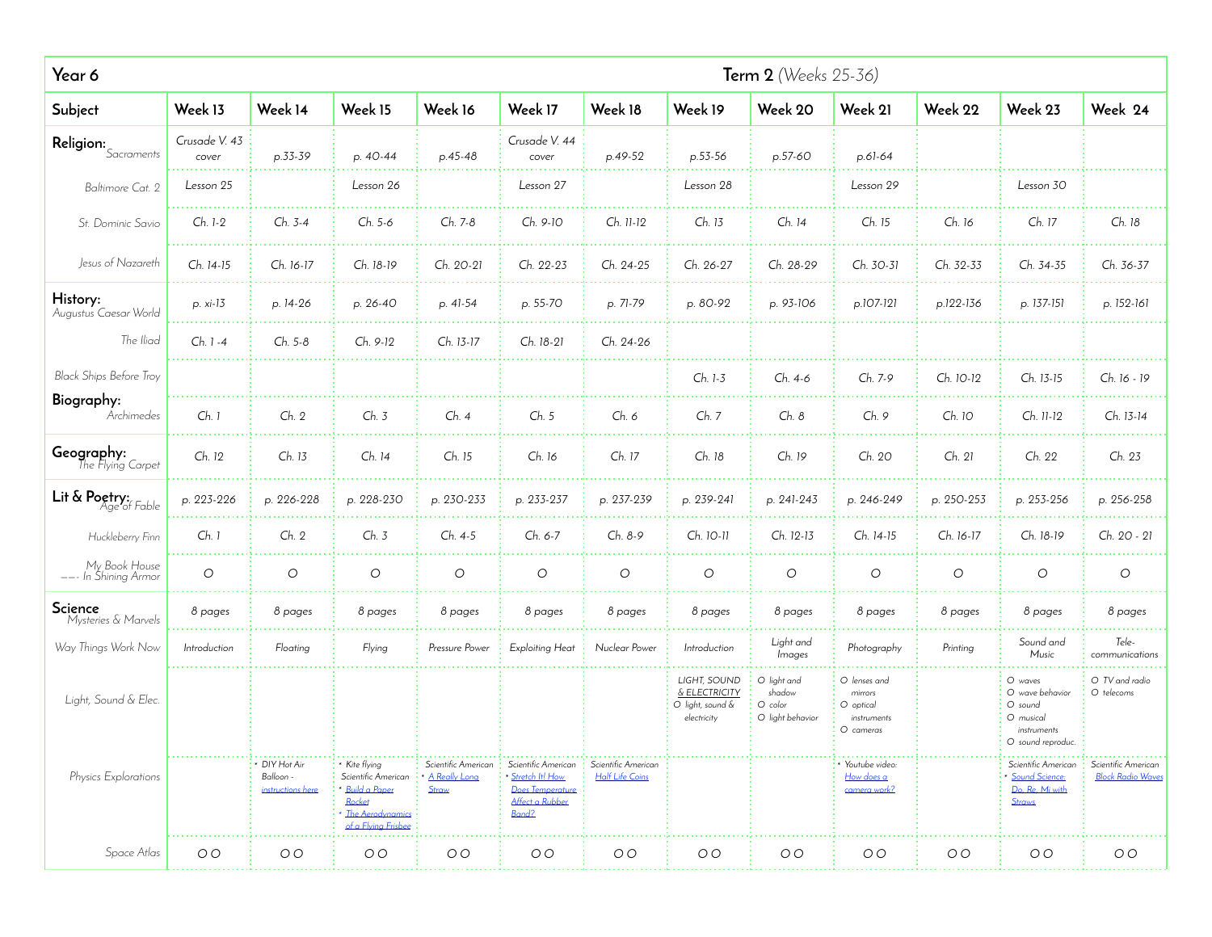| Year 6 | | | | | | Term 2 *(Weeks 25-36)* | | | | | | |
|---|---|---|---|---|---|---|---|---|---|---|---|---|
| **Subject** | **Week 13** | **Week 14** | **Week 15** | **Week 16** | **Week 17** | **Week 18** | **Week 19** | **Week 20** | **Week 21** | **Week 22** | **Week 23** | **Week 24** |
| **Religion:** *Sacraments* | Crusade V. 43 cover | p.33-39 | p. 40-44 | p.45-48 | Crusade V. 44 cover | p.49-52 | p.53-56 | p.57-60 | p.61-64 | | | |
| *Baltimore Cat. 2* | Lesson 25 | | Lesson 26 | | Lesson 27 | | Lesson 28 | | Lesson 29 | | Lesson 30 | |
| *St. Dominic Savio* | Ch. 1-2 | Ch. 3-4 | Ch. 5-6 | Ch. 7-8 | Ch. 9-10 | Ch. 11-12 | Ch. 13 | Ch. 14 | Ch. 15 | Ch. 16 | Ch. 17 | Ch. 18 |
| *Jesus of Nazareth* | Ch. 14-15 | Ch. 16-17 | Ch. 18-19 | Ch. 20-21 | Ch. 22-23 | Ch. 24-25 | Ch. 26-27 | Ch. 28-29 | Ch. 30-31 | Ch. 32-33 | Ch. 34-35 | Ch. 36-37 |
| **History:** *Augustus Caesar World* | p. xi-13 | p. 14-26 | p. 26-40 | p. 41-54 | p. 55-70 | p. 71-79 | p. 80-92 | p. 93-106 | p.107-121 | p.122-136 | p. 137-151 | p. 152-161 |
| *The Iliad* | Ch. 1 -4 | Ch. 5-8 | Ch. 9-12 | Ch. 13-17 | Ch. 18-21 | Ch. 24-26 | | | | | | |
| *Black Ships Before Troy* | | | | | | | Ch. 1-3 | Ch. 4-6 | Ch. 7-9 | Ch. 10-12 | Ch. 13-15 | Ch. 16 - 19 |
| **Biography:** *Archimedes* | Ch. 1 | Ch. 2 | Ch. 3 | Ch. 4 | Ch. 5 | Ch. 6 | Ch. 7 | Ch. 8 | Ch. 9 | Ch. 10 | Ch. 11-12 | Ch. 13-14 |
| **Geography:** *The Flying Carpet* | Ch. 12 | Ch. 13 | Ch. 14 | Ch. 15 | Ch. 16 | Ch. 17 | Ch. 18 | Ch. 19 | Ch. 20 | Ch. 21 | Ch. 22 | Ch. 23 |
| **Lit & Poetry:** *Age of Fable* | p. 223-226 | p. 226-228 | p. 228-230 | p. 230-233 | p. 233-237 | p. 237-239 | p. 239-241 | p. 241-243 | p. 246-249 | p. 250-253 | p. 253-256 | p. 256-258 |
| *Huckleberry Finn* | Ch. 1 | Ch. 2 | Ch. 3 | Ch. 4-5 | Ch. 6-7 | Ch. 8-9 | Ch. 10-11 | Ch. 12-13 | Ch. 14-15 | Ch. 16-17 | Ch. 18-19 | Ch. 20 - 21 |
| *My Book House —- In Shining Armor* | O | O | O | O | O | O | O | O | O | O | O | O |
| **Science** *Mysteries & Marvels* | 8 pages | 8 pages | 8 pages | 8 pages | 8 pages | 8 pages | 8 pages | 8 pages | 8 pages | 8 pages | 8 pages | 8 pages |
| *Way Things Work Now* | Introduction | Floating | Flying | Pressure Power | Exploiting Heat | Nuclear Power | Introduction | Light and Images | Photography | Printing | Sound and Music | Tele-communications |
| *Light, Sound & Elec.* | | | | | | | LIGHT, SOUND & ELECTRICITY<br>O light, sound & electricity | O light and shadow<br>O color<br>O light behavior | O lenses and mirrors<br>O optical instruments<br>O cameras | | O waves<br>O wave behavior<br>O sound<br>O musical instruments<br>O sound reproduc. | O TV and radio<br>O telecoms |
| *Physics Explorations* | | • DIY Hot Air Balloon - instructions here | • Kite flying<br>Scientific American<br>• Build a Paper Rocket<br>• The Aerodynamics of a Flying Frisbee | Scientific American<br>• A Really Long Straw | Scientific American<br>• Stretch It! How Does Temperature Affect a Rubber Band? | Scientific American<br>Half Life Coins | | | • Youtube video: How does a camera work? | | Scientific American<br>• Sound Science: Do, Re, Mi with Straws | Scientific American<br>Block Radio Waves |
| *Space Atlas* | O O | O O | O O | O O | O O | O O | O O | O O | O O | O O | O O | O O |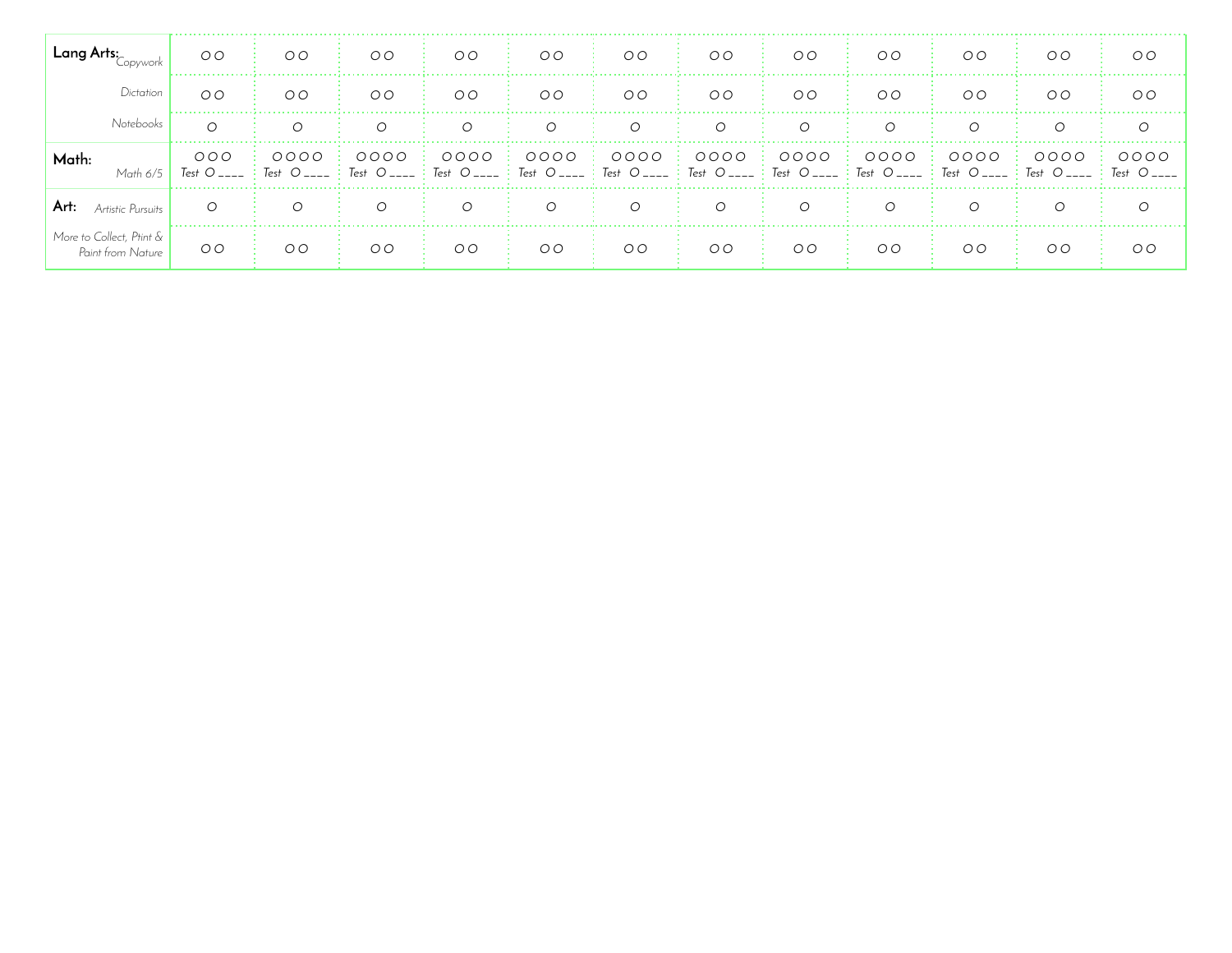| | | | | | | | | | | | | |
|---|---|---|---|---|---|---|---|---|---|---|---|---|
| **Lang Arts:** *Copywork* | O O | O O | O O | O O | O O | O O | O O | O O | O O | O O | O O | O O |
| *Dictation* | O O | O O | O O | O O | O O | O O | O O | O O | O O | O O | O O | O O |
| *Notebooks* | O | O | O | O | O | O | O | O | O | O | O | O |
| **Math:** *Math 6/5* | O O O *Test* O ____ | O O O O *Test* O ____ | O O O O *Test* O ____ | O O O O *Test* O ____ | O O O O *Test* O ____ | O O O O *Test* O ____ | O O O O *Test* O ____ | O O O O *Test* O ____ | O O O O *Test* O ____ | O O O O *Test* O ____ | O O O O *Test* O ____ | O O O O *Test* O ____ |
| **Art:** *Artistic Pursuits* | O | O | O | O | O | O | O | O | O | O | O | O |
| *More to Collect, Ptint & Paint from Nature* | O O | O O | O O | O O | O O | O O | O O | O O | O O | O O | O O | O O |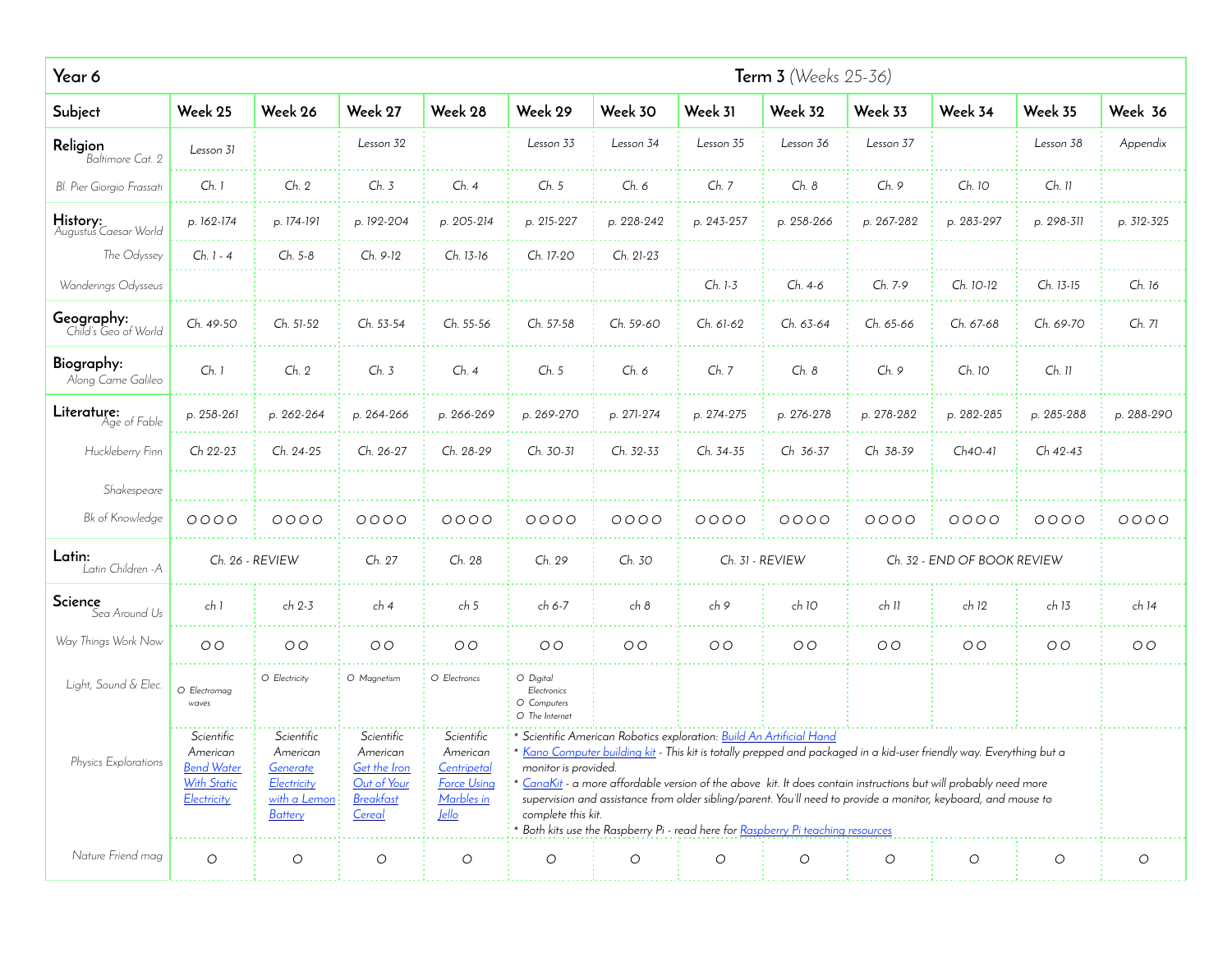| Year 6 | Term 3 *(Weeks 25-36)* | | | | | | | | | | | |
|---|---|---|---|---|---|---|---|---|---|---|---|---|
| **Subject** | **Week 25** | **Week 26** | **Week 27** | **Week 28** | **Week 29** | **Week 30** | **Week 31** | **Week 32** | **Week 33** | **Week 34** | **Week 35** | **Week 36** |
| **Religion** *Baltimore Cat. 2* | *Lesson 31* | | *Lesson 32* | | *Lesson 33* | *Lesson 34* | *Lesson 35* | *Lesson 36* | *Lesson 37* | | *Lesson 38* | *Appendix* |
| *Bl. Pier Giorgio Frassati* | Ch. 1 | Ch. 2 | Ch. 3 | Ch. 4 | Ch. 5 | Ch. 6 | Ch. 7 | Ch. 8 | Ch. 9 | Ch. 10 | Ch. 11 | |
| **History:** *Augustus Caesar World* | p. 162-174 | p. 174-191 | p. 192-204 | p. 205-214 | p. 215-227 | p. 228-242 | p. 243-257 | p. 258-266 | p. 267-282 | p. 283-297 | p. 298-311 | p. 312-325 |
| *The Odyssey* | Ch. 1 - 4 | Ch. 5-8 | Ch. 9-12 | Ch. 13-16 | Ch. 17-20 | Ch. 21-23 | | | | | | |
| *Wanderings Odysseus* | | | | | | | Ch. 1-3 | Ch. 4-6 | Ch. 7-9 | Ch. 10-12 | Ch. 13-15 | Ch. 16 |
| **Geography:** *Child's Geo of World* | Ch. 49-50 | Ch. 51-52 | Ch. 53-54 | Ch. 55-56 | Ch. 57-58 | Ch. 59-60 | Ch. 61-62 | Ch. 63-64 | Ch. 65-66 | Ch. 67-68 | Ch. 69-70 | Ch. 71 |
| **Biography:** *Along Came Galileo* | Ch. 1 | Ch. 2 | Ch. 3 | Ch. 4 | Ch. 5 | Ch. 6 | Ch. 7 | Ch. 8 | Ch. 9 | Ch. 10 | Ch. 11 | |
| **Literature:** *Age of Fable* | p. 258-261 | p. 262-264 | p. 264-266 | p. 266-269 | p. 269-270 | p. 271-274 | p. 274-275 | p. 276-278 | p. 278-282 | p. 282-285 | p. 285-288 | p. 288-290 |
| *Huckleberry Finn* | Ch 22-23 | Ch. 24-25 | Ch. 26-27 | Ch. 28-29 | Ch. 30-31 | Ch. 32-33 | Ch. 34-35 | Ch 36-37 | Ch 38-39 | Ch40-41 | Ch 42-43 | |
| *Shakespeare* | | | | | | | | | | | | |
| *Bk of Knowledge* | O O O O | O O O O | O O O O | O O O O | O O O O | O O O O | O O O O | O O O O | O O O O | O O O O | O O O O | O O O O |
| **Latin:** *Latin Children -A* | Ch. 26 - REVIEW | | Ch. 27 | Ch. 28 | Ch. 29 | Ch. 30 | Ch. 31 - REVIEW | | Ch. 32 - END OF BOOK REVIEW | | | |
| **Science** *Sea Around Us* | ch 1 | ch 2-3 | ch 4 | ch 5 | ch 6-7 | ch 8 | ch 9 | ch 10 | ch 11 | ch 12 | ch 13 | ch 14 |
| *Way Things Work Now* | O O | O O | O O | O O | O O | O O | O O | O O | O O | O O | O O | O O |
| *Light, Sound & Elec.* | O Electromag waves | O Electricity | O Magnetism | O Electroncs | O Digital Electronics O Computers O The Internet | | | | | | | |
| *Physics Explorations* | Scientific American [Bend Water With Static Electricity]() | Scientific American [Generate Electricity with a Lemon Battery]() | Scientific American [Get the Iron Out of Your Breakfast Cereal]() | Scientific American [Centripetal Force Using Marbles in Jello]() | * Scientific American Robotics exploration: [Build An Artificial Hand]() * [Kano Computer building kit]() - This kit is totally prepped and packaged in a kid-user friendly way. Everything but a monitor is provided. * [CanaKit]() - a more affordable version of the above kit. It does contain instructions but will probably need more supervision and assistance from older sibling/parent. You'll need to provide a monitor, keyboard, and mouse to complete this kit. * Both kits use the Raspberry Pi - read here for [Raspberry Pi teaching resources]() | | | | | | | |
| *Nature Friend mag* | O | O | O | O | O | O | O | O | O | O | O | O |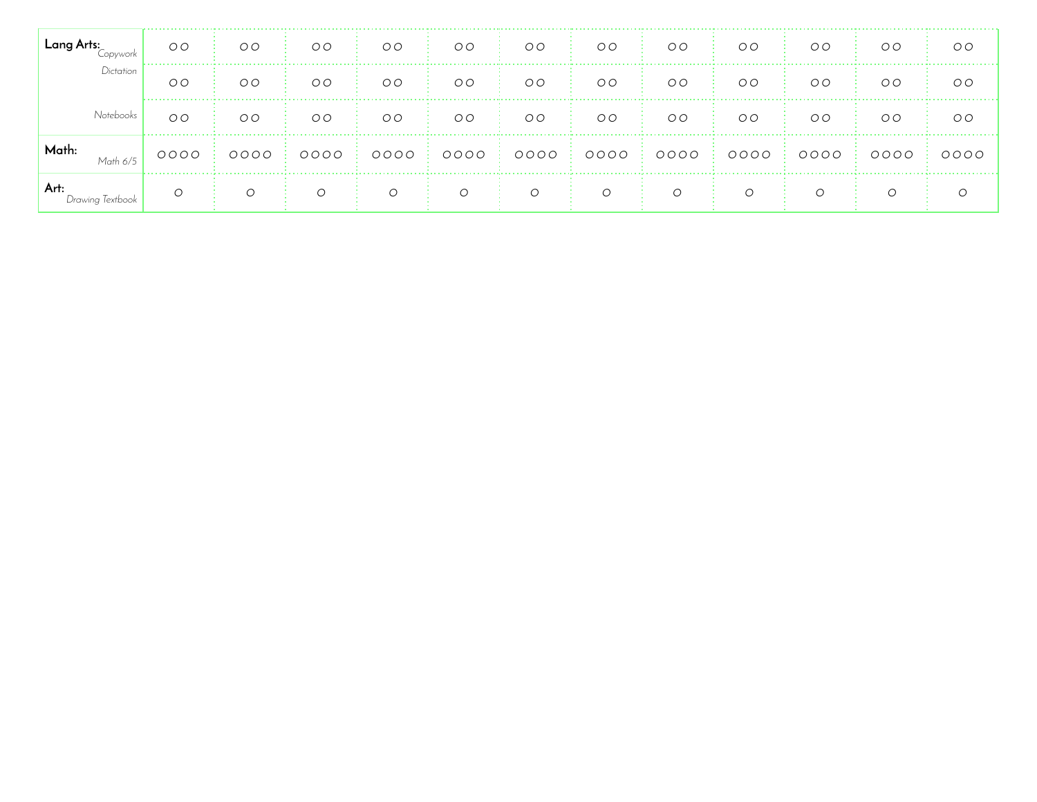| | | | | | | | | | | | | |
|---|---|---|---|---|---|---|---|---|---|---|---|---|
| **Lang Arts:** *Copywork* | O O | O O | O O | O O | O O | O O | O O | O O | O O | O O | O O | O O |
| *Dictation* | O O | O O | O O | O O | O O | O O | O O | O O | O O | O O | O O | O O |
| *Notebooks* | O O | O O | O O | O O | O O | O O | O O | O O | O O | O O | O O | O O |
| **Math:** *Math 6/5* | O O O O | O O O O | O O O O | O O O O | O O O O | O O O O | O O O O | O O O O | O O O O | O O O O | O O O O | O O O O |
| **Art:** *Drawing Textbook* | O | O | O | O | O | O | O | O | O | O | O | O |